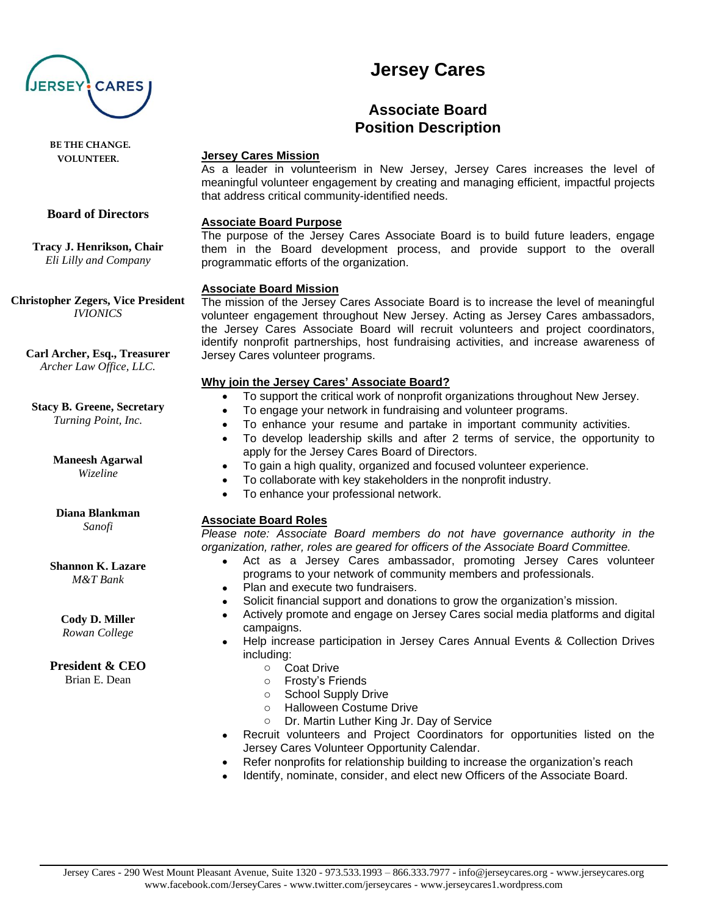# Jersey Cares

## Associate Board Position Description

BE THE CHANGE.
VOLUNTEER.

**Board of Directors**

**Tracy J. Henrikson, Chair**
*Eli Lilly and Company*

**Christopher Zegers, Vice President**
*IVIONICS*

**Carl Archer, Esq., Treasurer**
*Archer Law Office, LLC.*

**Stacy B. Greene, Secretary**
*Turning Point, Inc.*

**Maneesh Agarwal**
*Wizeline*

**Diana Blankman**
*Sanofi*

**Shannon K. Lazare**
*M&T Bank*

**Cody D. Miller**
*Rowan College*

**President & CEO**
Brian E. Dean

**Jersey Cares Mission**

As a leader in volunteerism in New Jersey, Jersey Cares increases the level of meaningful volunteer engagement by creating and managing efficient, impactful projects that address critical community-identified needs.

**Associate Board Purpose**

The purpose of the Jersey Cares Associate Board is to build future leaders, engage them in the Board development process, and provide support to the overall programmatic efforts of the organization.

**Associate Board Mission**

The mission of the Jersey Cares Associate Board is to increase the level of meaningful volunteer engagement throughout New Jersey. Acting as Jersey Cares ambassadors, the Jersey Cares Associate Board will recruit volunteers and project coordinators, identify nonprofit partnerships, host fundraising activities, and increase awareness of Jersey Cares volunteer programs.

**Why join the Jersey Cares' Associate Board?**

- To support the critical work of nonprofit organizations throughout New Jersey.
- To engage your network in fundraising and volunteer programs.
- To enhance your resume and partake in important community activities.
- To develop leadership skills and after 2 terms of service, the opportunity to apply for the Jersey Cares Board of Directors.
- To gain a high quality, organized and focused volunteer experience.
- To collaborate with key stakeholders in the nonprofit industry.
- To enhance your professional network.

**Associate Board Roles**

*Please note: Associate Board members do not have governance authority in the organization, rather, roles are geared for officers of the Associate Board Committee.*

- Act as a Jersey Cares ambassador, promoting Jersey Cares volunteer programs to your network of community members and professionals.
- Plan and execute two fundraisers.
- Solicit financial support and donations to grow the organization's mission.
- Actively promote and engage on Jersey Cares social media platforms and digital campaigns.
- Help increase participation in Jersey Cares Annual Events & Collection Drives including:
  - Coat Drive
  - Frosty's Friends
  - School Supply Drive
  - Halloween Costume Drive
  - Dr. Martin Luther King Jr. Day of Service
- Recruit volunteers and Project Coordinators for opportunities listed on the Jersey Cares Volunteer Opportunity Calendar.
- Refer nonprofits for relationship building to increase the organization's reach
- Identify, nominate, consider, and elect new Officers of the Associate Board.

Jersey Cares - 290 West Mount Pleasant Avenue, Suite 1320 - 973.533.1993 – 866.333.7977 - info@jerseycares.org - www.jerseycares.org
www.facebook.com/JerseyCares - www.twitter.com/jerseycares - www.jerseycares1.wordpress.com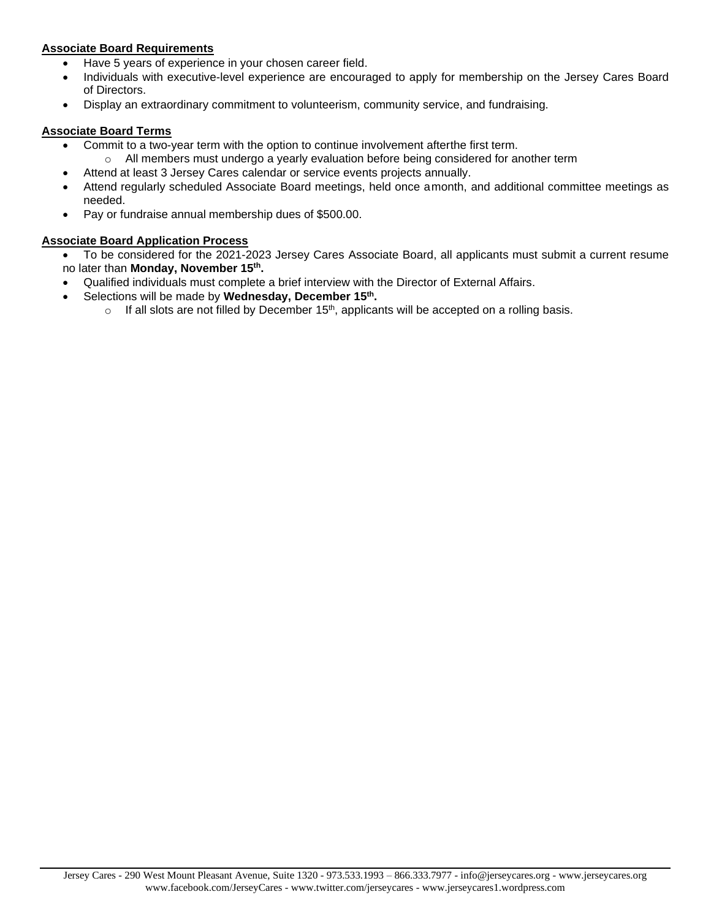**Associate Board Requirements**

- Have 5 years of experience in your chosen career field.
- Individuals with executive-level experience are encouraged to apply for membership on the Jersey Cares Board of Directors.
- Display an extraordinary commitment to volunteerism, community service, and fundraising.

**Associate Board Terms**

- Commit to a two-year term with the option to continue involvement afterthe first term.
  - All members must undergo a yearly evaluation before being considered for another term
- Attend at least 3 Jersey Cares calendar or service events projects annually.
- Attend regularly scheduled Associate Board meetings, held once amonth, and additional committee meetings as needed.
- Pay or fundraise annual membership dues of $500.00.

**Associate Board Application Process**

- To be considered for the 2021-2023 Jersey Cares Associate Board, all applicants must submit a current resume no later than **Monday, November 15th.**
- Qualified individuals must complete a brief interview with the Director of External Affairs.
- Selections will be made by **Wednesday, December 15th.**
  - If all slots are not filled by December 15th, applicants will be accepted on a rolling basis.

Jersey Cares - 290 West Mount Pleasant Avenue, Suite 1320 - 973.533.1993 – 866.333.7977 - info@jerseycares.org - www.jerseycares.org
www.facebook.com/JerseyCares - www.twitter.com/jerseycares - www.jerseycares1.wordpress.com